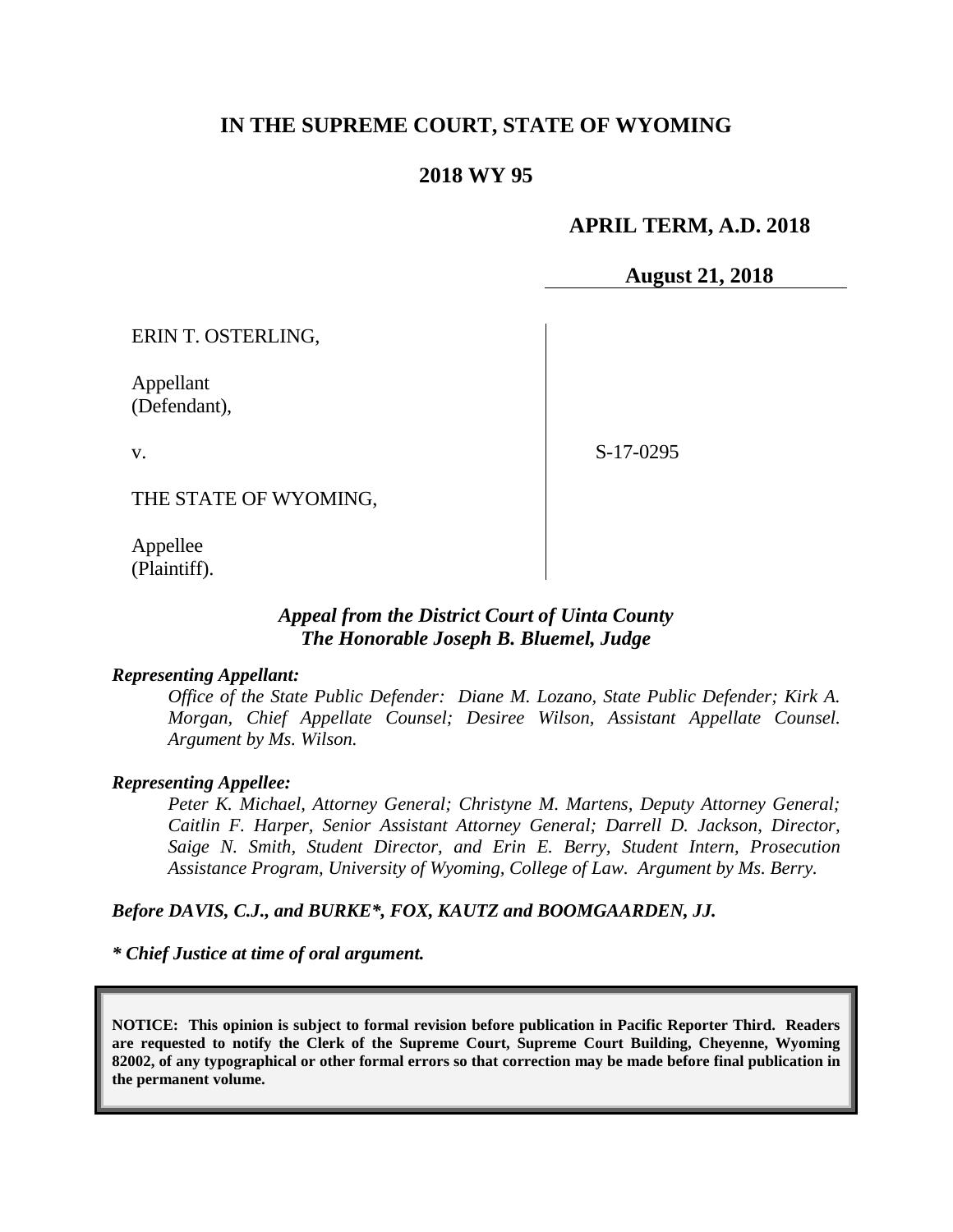# IN THE SUPREME COURT, STATE OF WYOMING

## 2018 WY 95

**APRIL TERM, A.D. 2018**

**August 21, 2018**

ERIN T. OSTERLING,

Appellant
(Defendant),

v.

S-17-0295

THE STATE OF WYOMING,

Appellee
(Plaintiff).

***Appeal from the District Court of Uinta County***
***The Honorable Joseph B. Bluemel, Judge***

***Representing Appellant:***

*Office of the State Public Defender: Diane M. Lozano, State Public Defender; Kirk A. Morgan, Chief Appellate Counsel; Desiree Wilson, Assistant Appellate Counsel. Argument by Ms. Wilson.*

***Representing Appellee:***

*Peter K. Michael, Attorney General; Christyne M. Martens, Deputy Attorney General; Caitlin F. Harper, Senior Assistant Attorney General; Darrell D. Jackson, Director, Saige N. Smith, Student Director, and Erin E. Berry, Student Intern, Prosecution Assistance Program, University of Wyoming, College of Law. Argument by Ms. Berry.*

***Before DAVIS, C.J., and BURKE\*, FOX, KAUTZ and BOOMGAARDEN, JJ.***

***\* Chief Justice at time of oral argument.***

**NOTICE: This opinion is subject to formal revision before publication in Pacific Reporter Third. Readers are requested to notify the Clerk of the Supreme Court, Supreme Court Building, Cheyenne, Wyoming 82002, of any typographical or other formal errors so that correction may be made before final publication in the permanent volume.**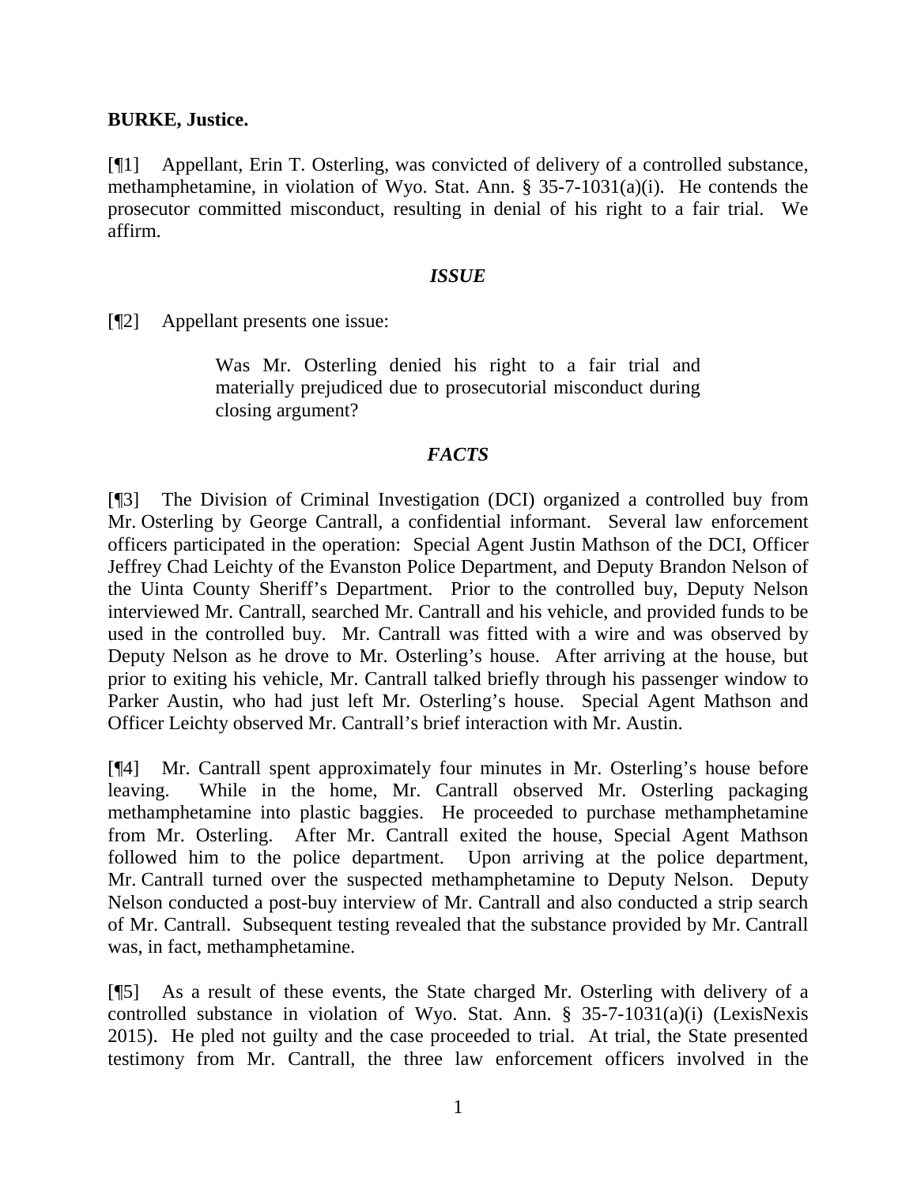**BURKE, Justice.**

[¶1] Appellant, Erin T. Osterling, was convicted of delivery of a controlled substance, methamphetamine, in violation of Wyo. Stat. Ann. § 35-7-1031(a)(i). He contends the prosecutor committed misconduct, resulting in denial of his right to a fair trial. We affirm.

### *ISSUE*

[¶2] Appellant presents one issue:

> Was Mr. Osterling denied his right to a fair trial and materially prejudiced due to prosecutorial misconduct during closing argument?

### *FACTS*

[¶3] The Division of Criminal Investigation (DCI) organized a controlled buy from Mr. Osterling by George Cantrall, a confidential informant. Several law enforcement officers participated in the operation: Special Agent Justin Mathson of the DCI, Officer Jeffrey Chad Leichty of the Evanston Police Department, and Deputy Brandon Nelson of the Uinta County Sheriff's Department. Prior to the controlled buy, Deputy Nelson interviewed Mr. Cantrall, searched Mr. Cantrall and his vehicle, and provided funds to be used in the controlled buy. Mr. Cantrall was fitted with a wire and was observed by Deputy Nelson as he drove to Mr. Osterling's house. After arriving at the house, but prior to exiting his vehicle, Mr. Cantrall talked briefly through his passenger window to Parker Austin, who had just left Mr. Osterling's house. Special Agent Mathson and Officer Leichty observed Mr. Cantrall's brief interaction with Mr. Austin.

[¶4] Mr. Cantrall spent approximately four minutes in Mr. Osterling's house before leaving. While in the home, Mr. Cantrall observed Mr. Osterling packaging methamphetamine into plastic baggies. He proceeded to purchase methamphetamine from Mr. Osterling. After Mr. Cantrall exited the house, Special Agent Mathson followed him to the police department. Upon arriving at the police department, Mr. Cantrall turned over the suspected methamphetamine to Deputy Nelson. Deputy Nelson conducted a post-buy interview of Mr. Cantrall and also conducted a strip search of Mr. Cantrall. Subsequent testing revealed that the substance provided by Mr. Cantrall was, in fact, methamphetamine.

[¶5] As a result of these events, the State charged Mr. Osterling with delivery of a controlled substance in violation of Wyo. Stat. Ann. § 35-7-1031(a)(i) (LexisNexis 2015). He pled not guilty and the case proceeded to trial. At trial, the State presented testimony from Mr. Cantrall, the three law enforcement officers involved in the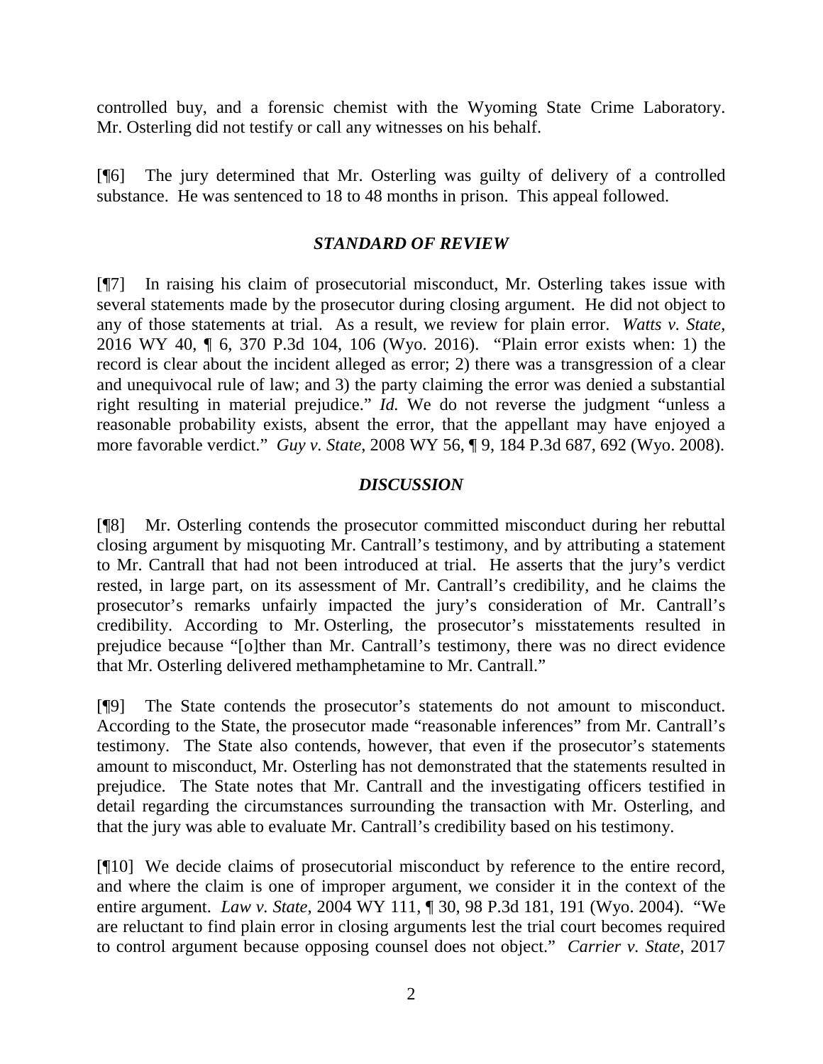controlled buy, and a forensic chemist with the Wyoming State Crime Laboratory. Mr. Osterling did not testify or call any witnesses on his behalf.

[¶6] The jury determined that Mr. Osterling was guilty of delivery of a controlled substance. He was sentenced to 18 to 48 months in prison. This appeal followed.

### *STANDARD OF REVIEW*

[¶7] In raising his claim of prosecutorial misconduct, Mr. Osterling takes issue with several statements made by the prosecutor during closing argument. He did not object to any of those statements at trial. As a result, we review for plain error. *Watts v. State*, 2016 WY 40, ¶ 6, 370 P.3d 104, 106 (Wyo. 2016). "Plain error exists when: 1) the record is clear about the incident alleged as error; 2) there was a transgression of a clear and unequivocal rule of law; and 3) the party claiming the error was denied a substantial right resulting in material prejudice." *Id.* We do not reverse the judgment "unless a reasonable probability exists, absent the error, that the appellant may have enjoyed a more favorable verdict." *Guy v. State*, 2008 WY 56, ¶ 9, 184 P.3d 687, 692 (Wyo. 2008).

### *DISCUSSION*

[¶8] Mr. Osterling contends the prosecutor committed misconduct during her rebuttal closing argument by misquoting Mr. Cantrall's testimony, and by attributing a statement to Mr. Cantrall that had not been introduced at trial. He asserts that the jury's verdict rested, in large part, on its assessment of Mr. Cantrall's credibility, and he claims the prosecutor's remarks unfairly impacted the jury's consideration of Mr. Cantrall's credibility. According to Mr. Osterling, the prosecutor's misstatements resulted in prejudice because "[o]ther than Mr. Cantrall's testimony, there was no direct evidence that Mr. Osterling delivered methamphetamine to Mr. Cantrall."

[¶9] The State contends the prosecutor's statements do not amount to misconduct. According to the State, the prosecutor made "reasonable inferences" from Mr. Cantrall's testimony. The State also contends, however, that even if the prosecutor's statements amount to misconduct, Mr. Osterling has not demonstrated that the statements resulted in prejudice. The State notes that Mr. Cantrall and the investigating officers testified in detail regarding the circumstances surrounding the transaction with Mr. Osterling, and that the jury was able to evaluate Mr. Cantrall's credibility based on his testimony.

[¶10] We decide claims of prosecutorial misconduct by reference to the entire record, and where the claim is one of improper argument, we consider it in the context of the entire argument. *Law v. State*, 2004 WY 111, ¶ 30, 98 P.3d 181, 191 (Wyo. 2004). "We are reluctant to find plain error in closing arguments lest the trial court becomes required to control argument because opposing counsel does not object." *Carrier v. State*, 2017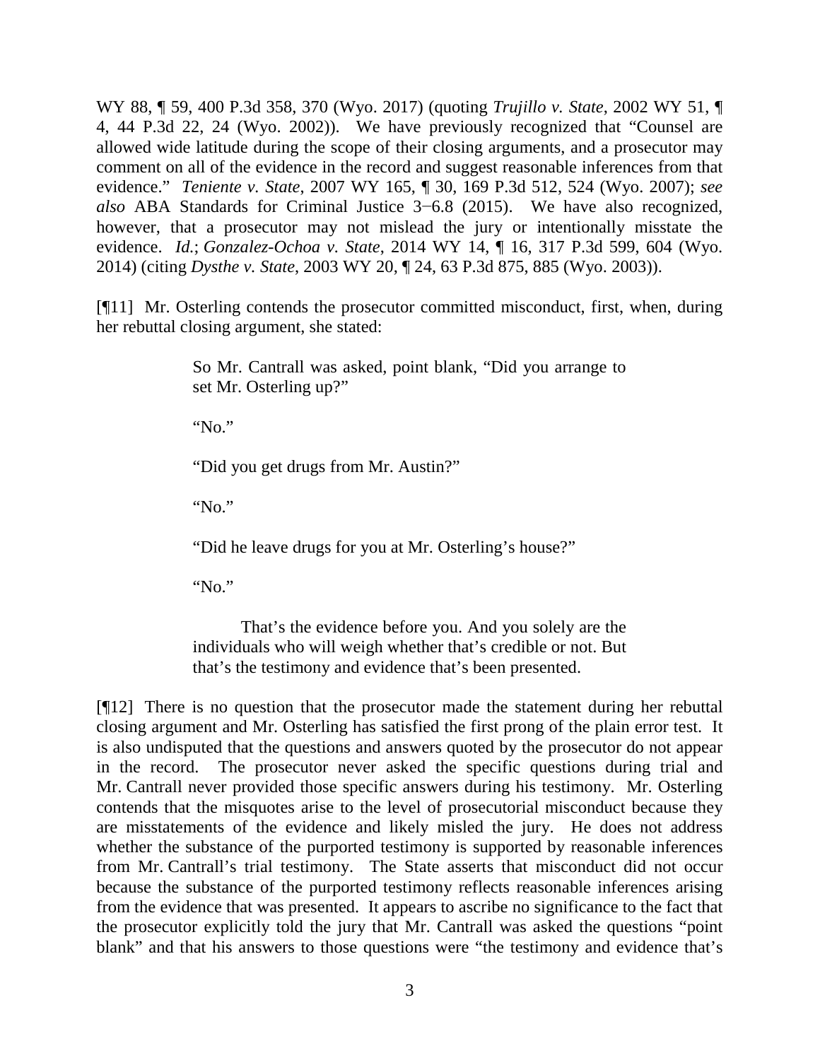WY 88, ¶ 59, 400 P.3d 358, 370 (Wyo. 2017) (quoting *Trujillo v. State*, 2002 WY 51, ¶ 4, 44 P.3d 22, 24 (Wyo. 2002)). We have previously recognized that "Counsel are allowed wide latitude during the scope of their closing arguments, and a prosecutor may comment on all of the evidence in the record and suggest reasonable inferences from that evidence." *Teniente v. State*, 2007 WY 165, ¶ 30, 169 P.3d 512, 524 (Wyo. 2007); *see also* ABA Standards for Criminal Justice 3−6.8 (2015). We have also recognized, however, that a prosecutor may not mislead the jury or intentionally misstate the evidence. *Id.*; *Gonzalez-Ochoa v. State*, 2014 WY 14, ¶ 16, 317 P.3d 599, 604 (Wyo. 2014) (citing *Dysthe v. State*, 2003 WY 20, ¶ 24, 63 P.3d 875, 885 (Wyo. 2003)).

[¶11] Mr. Osterling contends the prosecutor committed misconduct, first, when, during her rebuttal closing argument, she stated:

> So Mr. Cantrall was asked, point blank, "Did you arrange to set Mr. Osterling up?"
>
> "No."
>
> "Did you get drugs from Mr. Austin?"
>
> "No."
>
> "Did he leave drugs for you at Mr. Osterling's house?"
>
> "No."
>
> That's the evidence before you. And you solely are the individuals who will weigh whether that's credible or not. But that's the testimony and evidence that's been presented.

[¶12] There is no question that the prosecutor made the statement during her rebuttal closing argument and Mr. Osterling has satisfied the first prong of the plain error test. It is also undisputed that the questions and answers quoted by the prosecutor do not appear in the record. The prosecutor never asked the specific questions during trial and Mr. Cantrall never provided those specific answers during his testimony. Mr. Osterling contends that the misquotes arise to the level of prosecutorial misconduct because they are misstatements of the evidence and likely misled the jury. He does not address whether the substance of the purported testimony is supported by reasonable inferences from Mr. Cantrall's trial testimony. The State asserts that misconduct did not occur because the substance of the purported testimony reflects reasonable inferences arising from the evidence that was presented. It appears to ascribe no significance to the fact that the prosecutor explicitly told the jury that Mr. Cantrall was asked the questions "point blank" and that his answers to those questions were "the testimony and evidence that's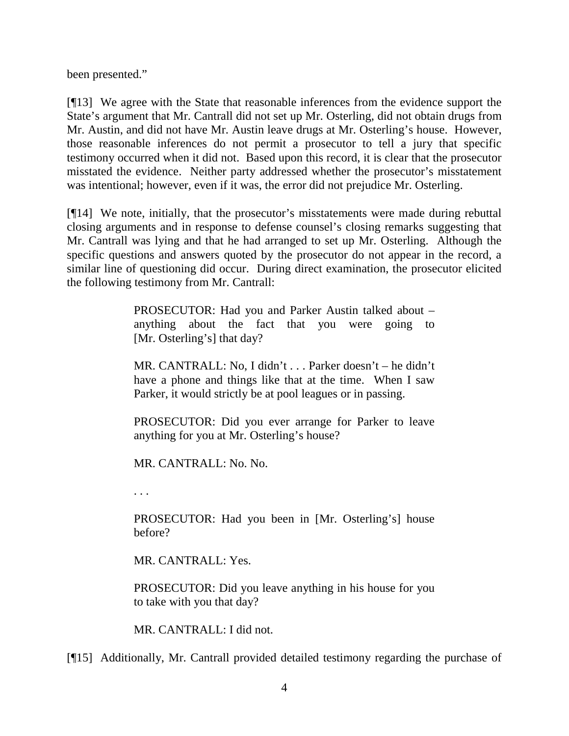been presented."

[¶13] We agree with the State that reasonable inferences from the evidence support the State's argument that Mr. Cantrall did not set up Mr. Osterling, did not obtain drugs from Mr. Austin, and did not have Mr. Austin leave drugs at Mr. Osterling's house. However, those reasonable inferences do not permit a prosecutor to tell a jury that specific testimony occurred when it did not. Based upon this record, it is clear that the prosecutor misstated the evidence. Neither party addressed whether the prosecutor's misstatement was intentional; however, even if it was, the error did not prejudice Mr. Osterling.

[¶14] We note, initially, that the prosecutor's misstatements were made during rebuttal closing arguments and in response to defense counsel's closing remarks suggesting that Mr. Cantrall was lying and that he had arranged to set up Mr. Osterling. Although the specific questions and answers quoted by the prosecutor do not appear in the record, a similar line of questioning did occur. During direct examination, the prosecutor elicited the following testimony from Mr. Cantrall:

> PROSECUTOR: Had you and Parker Austin talked about – anything about the fact that you were going to [Mr. Osterling's] that day?
>
> MR. CANTRALL: No, I didn't . . . Parker doesn't – he didn't have a phone and things like that at the time. When I saw Parker, it would strictly be at pool leagues or in passing.
>
> PROSECUTOR: Did you ever arrange for Parker to leave anything for you at Mr. Osterling's house?
>
> MR. CANTRALL: No. No.
>
> . . .
>
> PROSECUTOR: Had you been in [Mr. Osterling's] house before?
>
> MR. CANTRALL: Yes.
>
> PROSECUTOR: Did you leave anything in his house for you to take with you that day?
>
> MR. CANTRALL: I did not.

[¶15] Additionally, Mr. Cantrall provided detailed testimony regarding the purchase of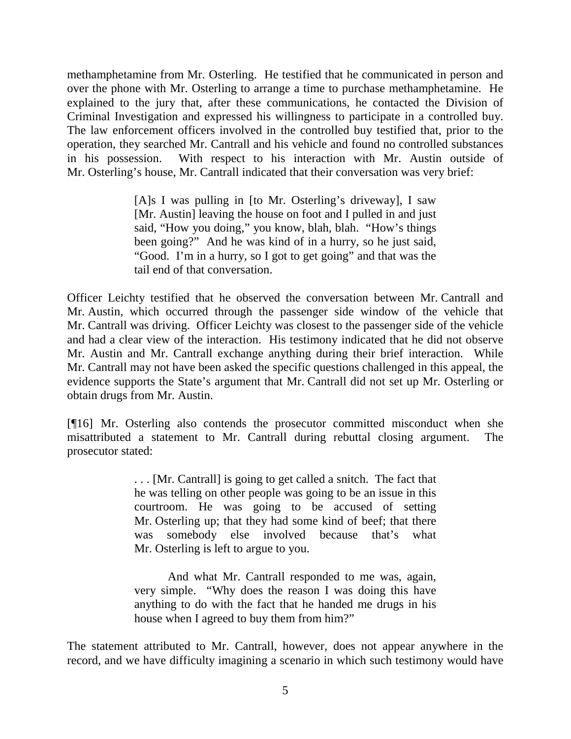methamphetamine from Mr. Osterling. He testified that he communicated in person and over the phone with Mr. Osterling to arrange a time to purchase methamphetamine. He explained to the jury that, after these communications, he contacted the Division of Criminal Investigation and expressed his willingness to participate in a controlled buy. The law enforcement officers involved in the controlled buy testified that, prior to the operation, they searched Mr. Cantrall and his vehicle and found no controlled substances in his possession. With respect to his interaction with Mr. Austin outside of Mr. Osterling's house, Mr. Cantrall indicated that their conversation was very brief:

> [A]s I was pulling in [to Mr. Osterling's driveway], I saw [Mr. Austin] leaving the house on foot and I pulled in and just said, "How you doing," you know, blah, blah. "How's things been going?" And he was kind of in a hurry, so he just said, "Good. I'm in a hurry, so I got to get going" and that was the tail end of that conversation.

Officer Leichty testified that he observed the conversation between Mr. Cantrall and Mr. Austin, which occurred through the passenger side window of the vehicle that Mr. Cantrall was driving. Officer Leichty was closest to the passenger side of the vehicle and had a clear view of the interaction. His testimony indicated that he did not observe Mr. Austin and Mr. Cantrall exchange anything during their brief interaction. While Mr. Cantrall may not have been asked the specific questions challenged in this appeal, the evidence supports the State's argument that Mr. Cantrall did not set up Mr. Osterling or obtain drugs from Mr. Austin.

[¶16] Mr. Osterling also contends the prosecutor committed misconduct when she misattributed a statement to Mr. Cantrall during rebuttal closing argument. The prosecutor stated:

> . . . [Mr. Cantrall] is going to get called a snitch. The fact that he was telling on other people was going to be an issue in this courtroom. He was going to be accused of setting Mr. Osterling up; that they had some kind of beef; that there was somebody else involved because that's what Mr. Osterling is left to argue to you.
>
> And what Mr. Cantrall responded to me was, again, very simple. "Why does the reason I was doing this have anything to do with the fact that he handed me drugs in his house when I agreed to buy them from him?"

The statement attributed to Mr. Cantrall, however, does not appear anywhere in the record, and we have difficulty imagining a scenario in which such testimony would have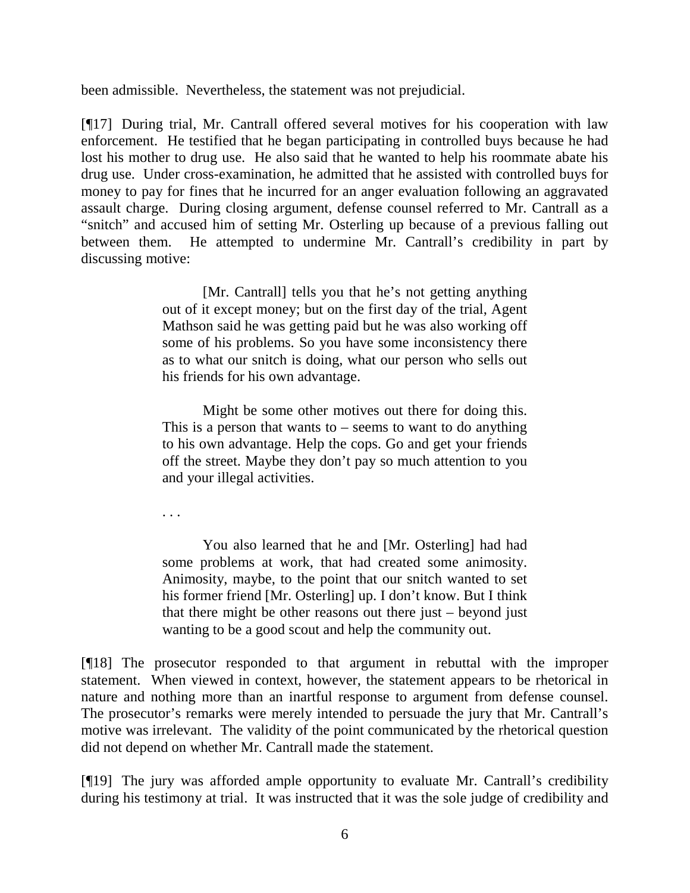been admissible. Nevertheless, the statement was not prejudicial.

[¶17] During trial, Mr. Cantrall offered several motives for his cooperation with law enforcement. He testified that he began participating in controlled buys because he had lost his mother to drug use. He also said that he wanted to help his roommate abate his drug use. Under cross-examination, he admitted that he assisted with controlled buys for money to pay for fines that he incurred for an anger evaluation following an aggravated assault charge. During closing argument, defense counsel referred to Mr. Cantrall as a "snitch" and accused him of setting Mr. Osterling up because of a previous falling out between them. He attempted to undermine Mr. Cantrall's credibility in part by discussing motive:

> [Mr. Cantrall] tells you that he's not getting anything out of it except money; but on the first day of the trial, Agent Mathson said he was getting paid but he was also working off some of his problems. So you have some inconsistency there as to what our snitch is doing, what our person who sells out his friends for his own advantage.
>
> Might be some other motives out there for doing this. This is a person that wants to – seems to want to do anything to his own advantage. Help the cops. Go and get your friends off the street. Maybe they don't pay so much attention to you and your illegal activities.
>
> . . .
>
> You also learned that he and [Mr. Osterling] had had some problems at work, that had created some animosity. Animosity, maybe, to the point that our snitch wanted to set his former friend [Mr. Osterling] up. I don't know. But I think that there might be other reasons out there just – beyond just wanting to be a good scout and help the community out.

[¶18] The prosecutor responded to that argument in rebuttal with the improper statement. When viewed in context, however, the statement appears to be rhetorical in nature and nothing more than an inartful response to argument from defense counsel. The prosecutor's remarks were merely intended to persuade the jury that Mr. Cantrall's motive was irrelevant. The validity of the point communicated by the rhetorical question did not depend on whether Mr. Cantrall made the statement.

[¶19] The jury was afforded ample opportunity to evaluate Mr. Cantrall's credibility during his testimony at trial. It was instructed that it was the sole judge of credibility and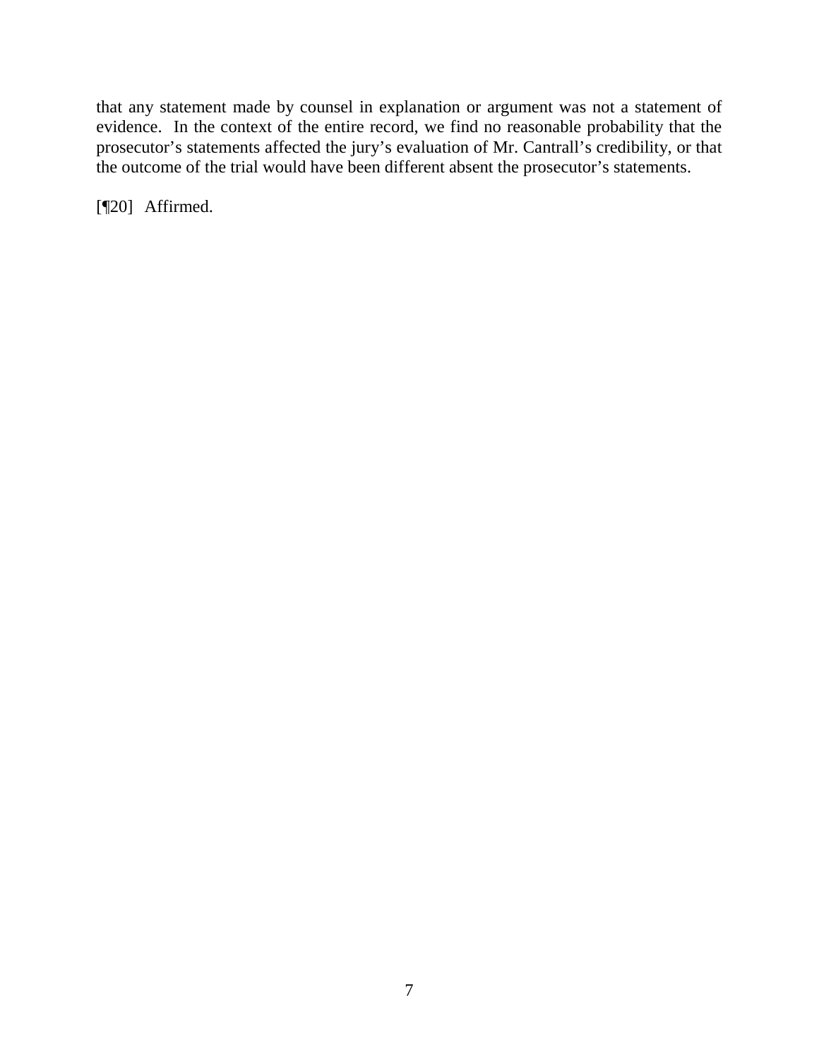that any statement made by counsel in explanation or argument was not a statement of evidence. In the context of the entire record, we find no reasonable probability that the prosecutor's statements affected the jury's evaluation of Mr. Cantrall's credibility, or that the outcome of the trial would have been different absent the prosecutor's statements.

[¶20] Affirmed.